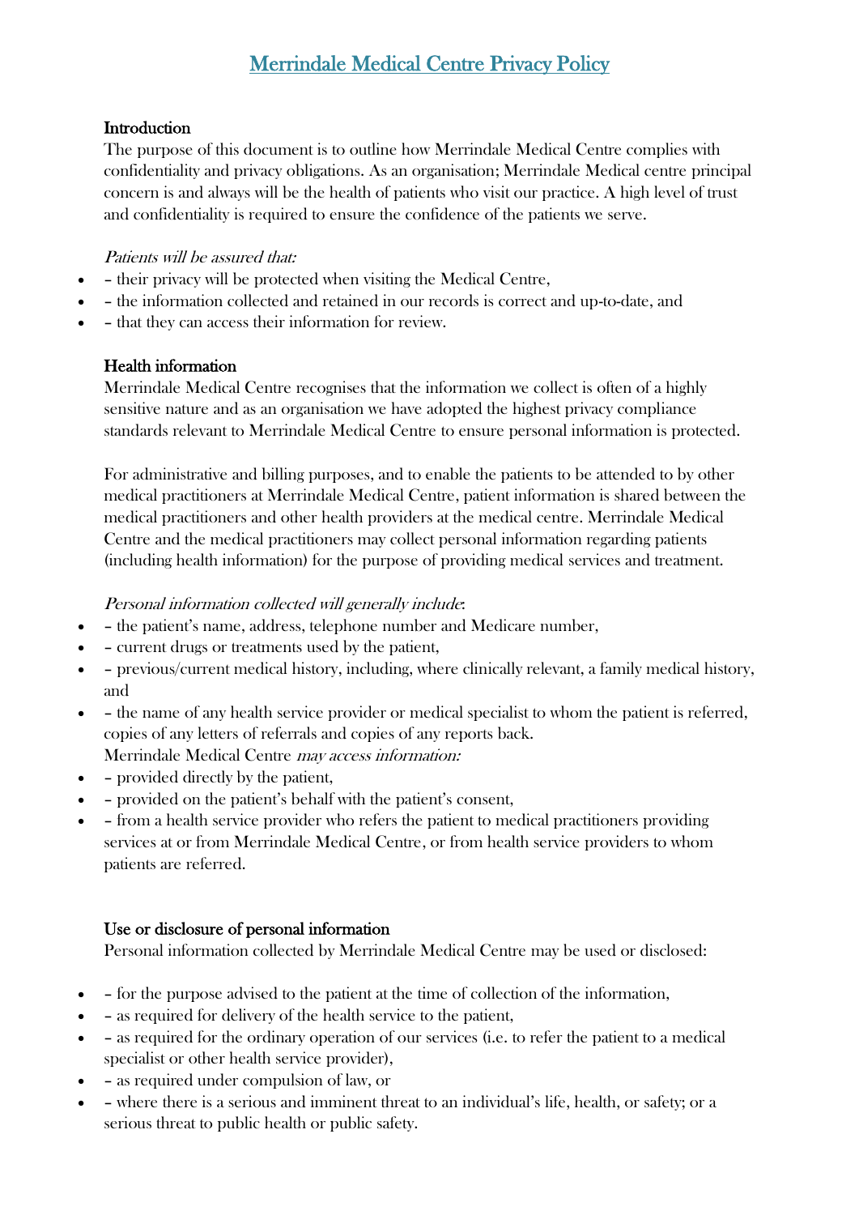# Merrindale Medical Centre Privacy Policy

## Introduction

The purpose of this document is to outline how Merrindale Medical Centre complies with confidentiality and privacy obligations. As an organisation; Merrindale Medical centre principal concern is and always will be the health of patients who visit our practice. A high level of trust and confidentiality is required to ensure the confidence of the patients we serve.

*Patients will be assured that:*

- – their privacy will be protected when visiting the Medical Centre,
- – the information collected and retained in our records is correct and up-to-date, and
- – that they can access their information for review.

## Health information

Merrindale Medical Centre recognises that the information we collect is often of a highly sensitive nature and as an organisation we have adopted the highest privacy compliance standards relevant to Merrindale Medical Centre to ensure personal information is protected.

For administrative and billing purposes, and to enable the patients to be attended to by other medical practitioners at Merrindale Medical Centre, patient information is shared between the medical practitioners and other health providers at the medical centre. Merrindale Medical Centre and the medical practitioners may collect personal information regarding patients (including health information) for the purpose of providing medical services and treatment.

*Personal information collected will generally include*:

- – the patient's name, address, telephone number and Medicare number,
- – current drugs or treatments used by the patient,
- – previous/current medical history, including, where clinically relevant, a family medical history, and
- – the name of any health service provider or medical specialist to whom the patient is referred, copies of any letters of referrals and copies of any reports back.

Merrindale Medical Centre *may access information:*

- – provided directly by the patient,
- – provided on the patient's behalf with the patient's consent,
- – from a health service provider who refers the patient to medical practitioners providing services at or from Merrindale Medical Centre, or from health service providers to whom patients are referred.

## Use or disclosure of personal information

Personal information collected by Merrindale Medical Centre may be used or disclosed:

- – for the purpose advised to the patient at the time of collection of the information,
- – as required for delivery of the health service to the patient,
- – as required for the ordinary operation of our services (i.e. to refer the patient to a medical specialist or other health service provider),
- – as required under compulsion of law, or
- – where there is a serious and imminent threat to an individual's life, health, or safety; or a serious threat to public health or public safety.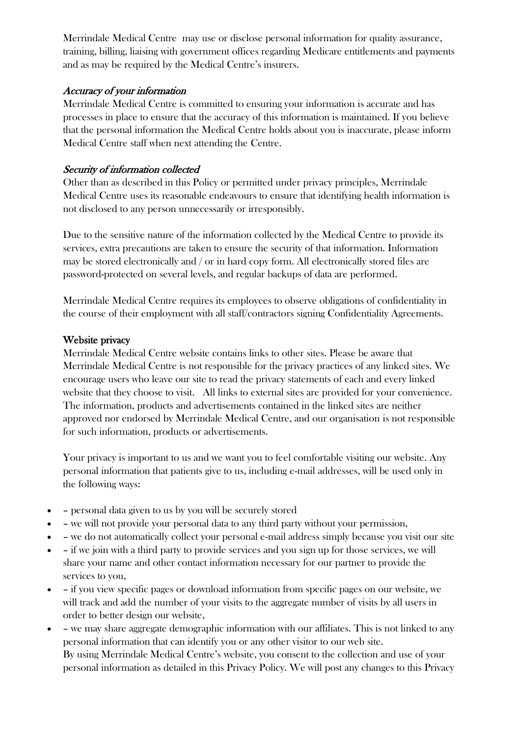Merrindale Medical Centre may use or disclose personal information for quality assurance, training, billing, liaising with government offices regarding Medicare entitlements and payments and as may be required by the Medical Centre's insurers.

### *Accuracy of your information*

Merrindale Medical Centre is committed to ensuring your information is accurate and has processes in place to ensure that the accuracy of this information is maintained. If you believe that the personal information the Medical Centre holds about you is inaccurate, please inform Medical Centre staff when next attending the Centre.

### *Security of information collected*

Other than as described in this Policy or permitted under privacy principles, Merrindale Medical Centre uses its reasonable endeavours to ensure that identifying health information is not disclosed to any person unnecessarily or irresponsibly.

Due to the sensitive nature of the information collected by the Medical Centre to provide its services, extra precautions are taken to ensure the security of that information. Information may be stored electronically and / or in hard copy form. All electronically stored files are password-protected on several levels, and regular backups of data are performed.

Merrindale Medical Centre requires its employees to observe obligations of confidentiality in the course of their employment with all staff/contractors signing Confidentiality Agreements.

### Website privacy

Merrindale Medical Centre website contains links to other sites. Please be aware that Merrindale Medical Centre is not responsible for the privacy practices of any linked sites. We encourage users who leave our site to read the privacy statements of each and every linked website that they choose to visit. All links to external sites are provided for your convenience. The information, products and advertisements contained in the linked sites are neither approved nor endorsed by Merrindale Medical Centre, and our organisation is not responsible for such information, products or advertisements.

Your privacy is important to us and we want you to feel comfortable visiting our website. Any personal information that patients give to us, including e-mail addresses, will be used only in the following ways:

- – personal data given to us by you will be securely stored
- – we will not provide your personal data to any third party without your permission,
- – we do not automatically collect your personal e-mail address simply because you visit our site
- – if we join with a third party to provide services and you sign up for those services, we will share your name and other contact information necessary for our partner to provide the services to you,
- – if you view specific pages or download information from specific pages on our website, we will track and add the number of your visits to the aggregate number of visits by all users in order to better design our website,
- – we may share aggregate demographic information with our affiliates. This is not linked to any personal information that can identify you or any other visitor to our web site.
  By using Merrindale Medical Centre's website, you consent to the collection and use of your personal information as detailed in this Privacy Policy. We will post any changes to this Privacy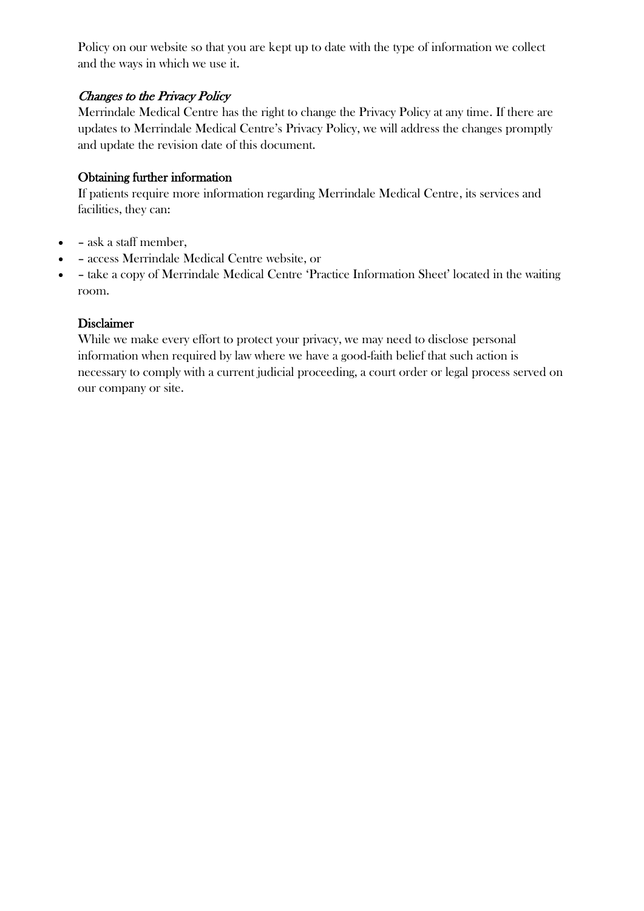Policy on our website so that you are kept up to date with the type of information we collect and the ways in which we use it.

### *Changes to the Privacy Policy*

Merrindale Medical Centre has the right to change the Privacy Policy at any time. If there are updates to Merrindale Medical Centre's Privacy Policy, we will address the changes promptly and update the revision date of this document.

### Obtaining further information

If patients require more information regarding Merrindale Medical Centre, its services and facilities, they can:

- – ask a staff member,
- – access Merrindale Medical Centre website, or
- – take a copy of Merrindale Medical Centre 'Practice Information Sheet' located in the waiting room.

### Disclaimer

While we make every effort to protect your privacy, we may need to disclose personal information when required by law where we have a good-faith belief that such action is necessary to comply with a current judicial proceeding, a court order or legal process served on our company or site.